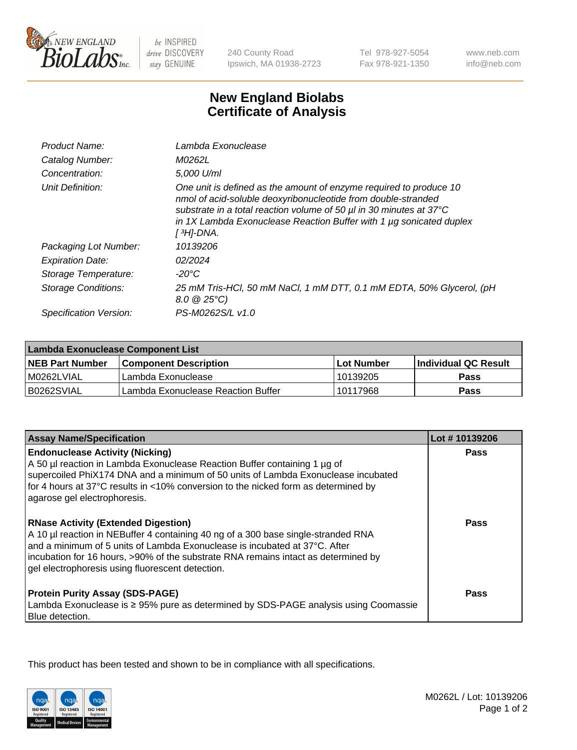New England Biolabs — be INSPIRED drive DISCOVERY stay GENUINE

240 County Road, Ipswich, MA 01938-2723 | Tel 978-927-5054 | Fax 978-921-1350 | www.neb.com | info@neb.com

# New England Biolabs
# Certificate of Analysis

| | |
|---|---|
| *Product Name:* | *Lambda Exonuclease* |
| *Catalog Number:* | *M0262L* |
| *Concentration:* | *5,000 U/ml* |
| *Unit Definition:* | *One unit is defined as the amount of enzyme required to produce 10 nmol of acid-soluble deoxyribonucleotide from double-stranded substrate in a total reaction volume of 50 µl in 30 minutes at 37°C in 1X Lambda Exonuclease Reaction Buffer with 1 µg sonicated duplex [ $^3H$]-DNA.* |
| *Packaging Lot Number:* | *10139206* |
| *Expiration Date:* | *02/2024* |
| *Storage Temperature:* | *-20°C* |
| *Storage Conditions:* | *25 mM Tris-HCl, 50 mM NaCl, 1 mM DTT, 0.1 mM EDTA, 50% Glycerol, (pH 8.0 @ 25°C)* |
| *Specification Version:* | *PS-M0262S/L v1.0* |

| Lambda Exonuclease Component List | | | |
|---|---|---|---|
| **NEB Part Number** | **Component Description** | **Lot Number** | **Individual QC Result** |
| M0262LVIAL | Lambda Exonuclease | 10139205 | **Pass** |
| B0262SVIAL | Lambda Exonuclease Reaction Buffer | 10117968 | **Pass** |

| Assay Name/Specification | Lot # 10139206 |
|---|---|
| **Endonuclease Activity (Nicking)**<br>A 50 µl reaction in Lambda Exonuclease Reaction Buffer containing 1 µg of supercoiled PhiX174 DNA and a minimum of 50 units of Lambda Exonuclease incubated for 4 hours at 37°C results in <10% conversion to the nicked form as determined by agarose gel electrophoresis. | **Pass** |
| **RNase Activity (Extended Digestion)**<br>A 10 µl reaction in NEBuffer 4 containing 40 ng of a 300 base single-stranded RNA and a minimum of 5 units of Lambda Exonuclease is incubated at 37°C. After incubation for 16 hours, >90% of the substrate RNA remains intact as determined by gel electrophoresis using fluorescent detection. | **Pass** |
| **Protein Purity Assay (SDS-PAGE)**<br>Lambda Exonuclease is ≥ 95% pure as determined by SDS-PAGE analysis using Coomassie Blue detection. | **Pass** |

This product has been tested and shown to be in compliance with all specifications.

M0262L / Lot: 10139206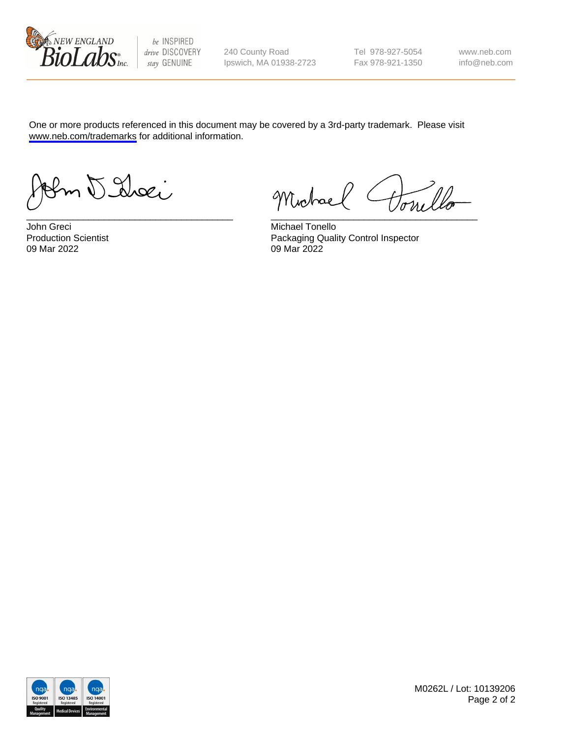One or more products referenced in this document may be covered by a 3rd-party trademark. Please visit www.neb.com/trademarks for additional information.

John Greci
Production Scientist
09 Mar 2022

Michael Tonello
Packaging Quality Control Inspector
09 Mar 2022

M0262L / Lot: 10139206